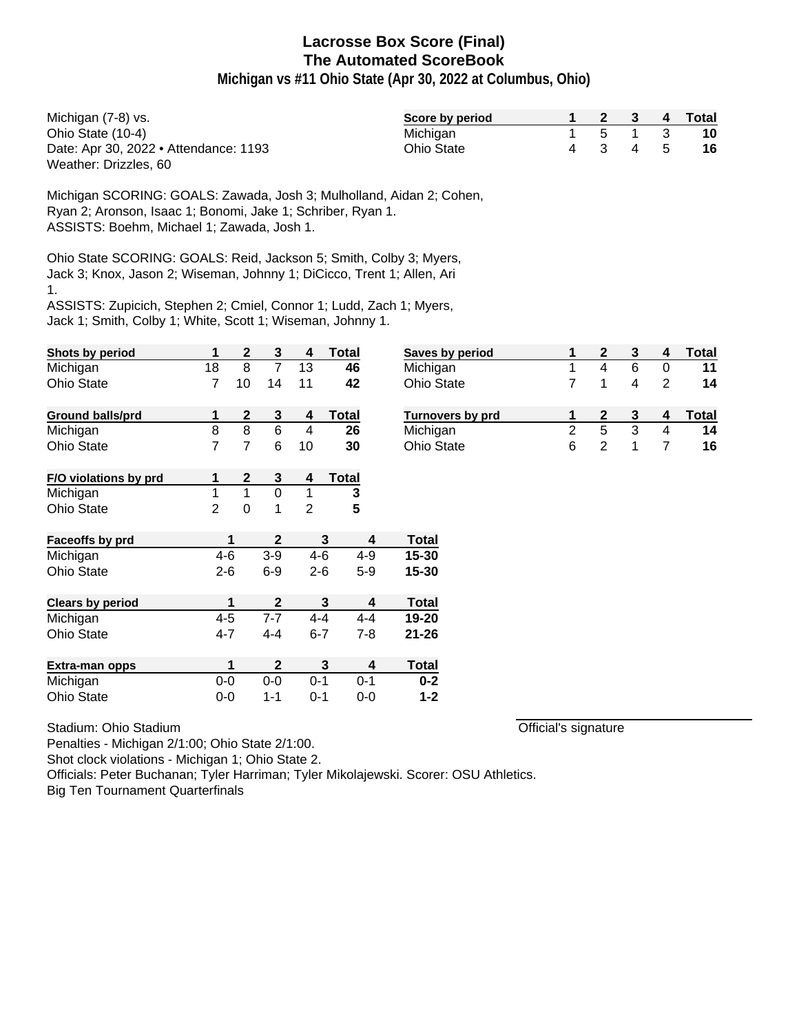# Lacrosse Box Score (Final)
## The Automated ScoreBook
### Michigan vs #11 Ohio State (Apr 30, 2022 at Columbus, Ohio)

Michigan (7-8) vs.
Ohio State (10-4)
Date: Apr 30, 2022 • Attendance: 1193
Weather: Drizzles, 60

| Score by period | 1 | 2 | 3 | 4 | Total |
|---|---|---|---|---|---|
| Michigan | 1 | 5 | 1 | 3 | 10 |
| Ohio State | 4 | 3 | 4 | 5 | 16 |

Michigan SCORING: GOALS: Zawada, Josh 3; Mulholland, Aidan 2; Cohen, Ryan 2; Aronson, Isaac 1; Bonomi, Jake 1; Schriber, Ryan 1.
ASSISTS: Boehm, Michael 1; Zawada, Josh 1.

Ohio State SCORING: GOALS: Reid, Jackson 5; Smith, Colby 3; Myers, Jack 3; Knox, Jason 2; Wiseman, Johnny 1; DiCicco, Trent 1; Allen, Ari 1.
ASSISTS: Zupicich, Stephen 2; Cmiel, Connor 1; Ludd, Zach 1; Myers, Jack 1; Smith, Colby 1; White, Scott 1; Wiseman, Johnny 1.

| Shots by period | 1 | 2 | 3 | 4 | Total |
|---|---|---|---|---|---|
| Michigan | 18 | 8 | 7 | 13 | 46 |
| Ohio State | 7 | 10 | 14 | 11 | 42 |

| Saves by period | 1 | 2 | 3 | 4 | Total |
|---|---|---|---|---|---|
| Michigan | 1 | 4 | 6 | 0 | 11 |
| Ohio State | 7 | 1 | 4 | 2 | 14 |

| Ground balls/prd | 1 | 2 | 3 | 4 | Total |
|---|---|---|---|---|---|
| Michigan | 8 | 8 | 6 | 4 | 26 |
| Ohio State | 7 | 7 | 6 | 10 | 30 |

| Turnovers by prd | 1 | 2 | 3 | 4 | Total |
|---|---|---|---|---|---|
| Michigan | 2 | 5 | 3 | 4 | 14 |
| Ohio State | 6 | 2 | 1 | 7 | 16 |

| F/O violations by prd | 1 | 2 | 3 | 4 | Total |
|---|---|---|---|---|---|
| Michigan | 1 | 1 | 0 | 1 | 3 |
| Ohio State | 2 | 0 | 1 | 2 | 5 |

| Faceoffs by prd | 1 | 2 | 3 | 4 | Total |
|---|---|---|---|---|---|
| Michigan | 4-6 | 3-9 | 4-6 | 4-9 | 15-30 |
| Ohio State | 2-6 | 6-9 | 2-6 | 5-9 | 15-30 |

| Clears by period | 1 | 2 | 3 | 4 | Total |
|---|---|---|---|---|---|
| Michigan | 4-5 | 7-7 | 4-4 | 4-4 | 19-20 |
| Ohio State | 4-7 | 4-4 | 6-7 | 7-8 | 21-26 |

| Extra-man opps | 1 | 2 | 3 | 4 | Total |
|---|---|---|---|---|---|
| Michigan | 0-0 | 0-0 | 0-1 | 0-1 | 0-2 |
| Ohio State | 0-0 | 1-1 | 0-1 | 0-0 | 1-2 |

Stadium: Ohio Stadium
Penalties - Michigan 2/1:00; Ohio State 2/1:00.
Shot clock violations - Michigan 1; Ohio State 2.
Officials: Peter Buchanan; Tyler Harriman; Tyler Mikolajewski. Scorer: OSU Athletics.
Big Ten Tournament Quarterfinals

Official's signature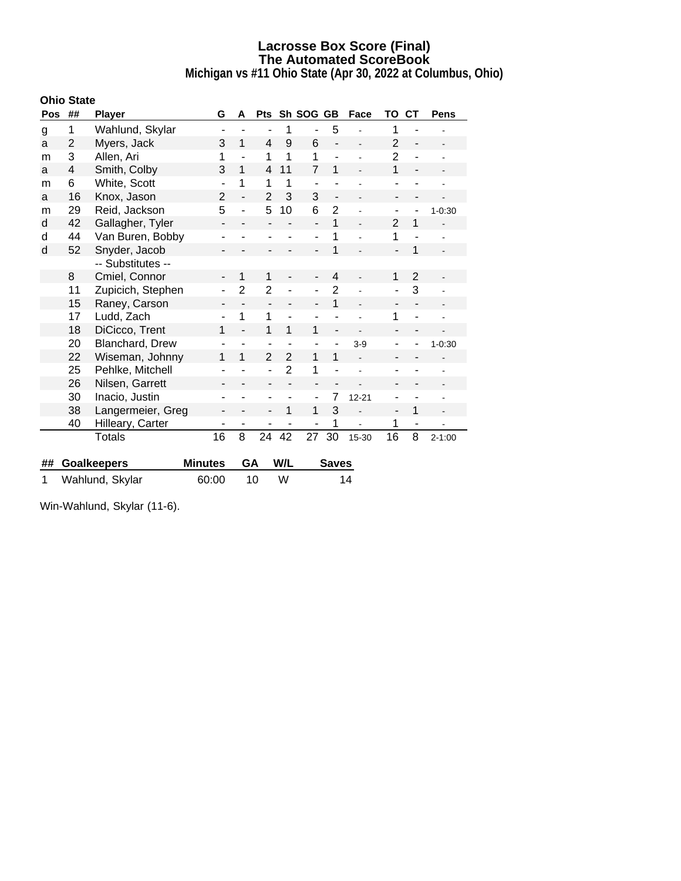# Lacrosse Box Score (Final)
## The Automated ScoreBook
### Michigan vs #11 Ohio State (Apr 30, 2022 at Columbus, Ohio)

**Ohio State**

| Pos | ## | Player | G | A | Pts | Sh | SOG | GB | Face | TO | CT | Pens |
|---|---|---|---|---|---|---|---|---|---|---|---|---|
| g | 1 | Wahlund, Skylar | - | - | - | 1 | - | 5 | - | 1 | - | - |
| a | 2 | Myers, Jack | 3 | 1 | 4 | 9 | 6 | - | - | 2 | - | - |
| m | 3 | Allen, Ari | 1 | - | 1 | 1 | 1 | - | - | 2 | - | - |
| a | 4 | Smith, Colby | 3 | 1 | 4 | 11 | 7 | 1 | - | 1 | - | - |
| m | 6 | White, Scott | - | 1 | 1 | 1 | - | - | - | - | - | - |
| a | 16 | Knox, Jason | 2 | - | 2 | 3 | 3 | - | - | - | - | - |
| m | 29 | Reid, Jackson | 5 | - | 5 | 10 | 6 | 2 | - | - | - | 1-0:30 |
| d | 42 | Gallagher, Tyler | - | - | - | - | - | 1 | - | 2 | 1 | - |
| d | 44 | Van Buren, Bobby | - | - | - | - | - | 1 | - | 1 | - | - |
| d | 52 | Snyder, Jacob | - | - | - | - | - | 1 | - | - | 1 | - |
| | | -- Substitutes -- | | | | | | | | | | |
| | 8 | Cmiel, Connor | - | 1 | 1 | - | - | 4 | - | 1 | 2 | - |
| | 11 | Zupicich, Stephen | - | 2 | 2 | - | - | 2 | - | - | 3 | - |
| | 15 | Raney, Carson | - | - | - | - | - | 1 | - | - | - | - |
| | 17 | Ludd, Zach | - | 1 | 1 | - | - | - | - | 1 | - | - |
| | 18 | DiCicco, Trent | 1 | - | 1 | 1 | 1 | - | - | - | - | - |
| | 20 | Blanchard, Drew | - | - | - | - | - | - | 3-9 | - | - | 1-0:30 |
| | 22 | Wiseman, Johnny | 1 | 1 | 2 | 2 | 1 | 1 | - | - | - | - |
| | 25 | Pehlke, Mitchell | - | - | - | 2 | 1 | - | - | - | - | - |
| | 26 | Nilsen, Garrett | - | - | - | - | - | - | - | - | - | - |
| | 30 | Inacio, Justin | - | - | - | - | - | 7 | 12-21 | - | - | - |
| | 38 | Langermeier, Greg | - | - | - | 1 | 1 | 3 | - | - | 1 | - |
| | 40 | Hilleary, Carter | - | - | - | - | - | 1 | - | 1 | - | - |
| | | Totals | 16 | 8 | 24 | 42 | 27 | 30 | 15-30 | 16 | 8 | 2-1:00 |

| ## | Goalkeepers | Minutes | GA | W/L | Saves |
|---|---|---|---|---|---|
| 1 | Wahlund, Skylar | 60:00 | 10 | W | 14 |

Win-Wahlund, Skylar (11-6).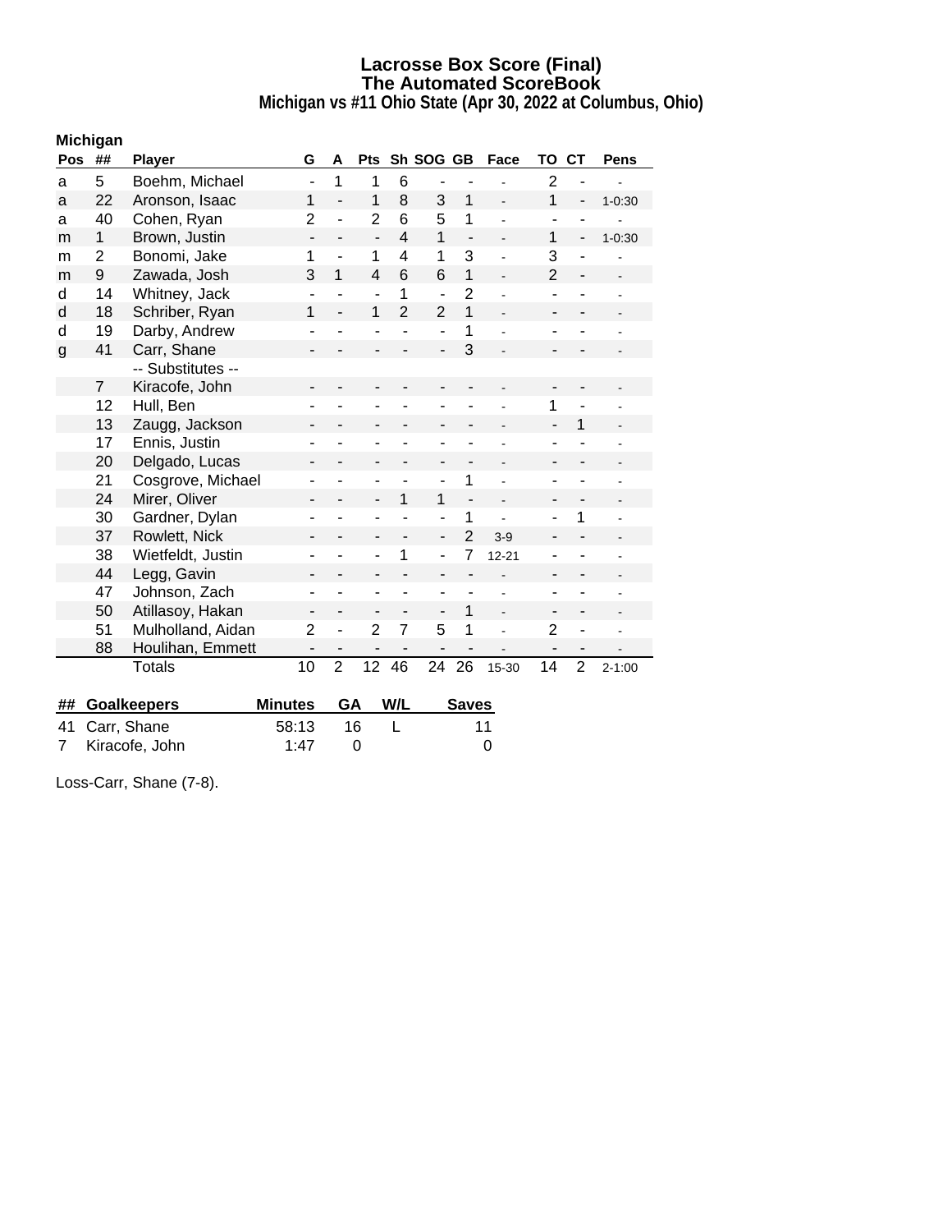# Lacrosse Box Score (Final)
## The Automated ScoreBook
### Michigan vs #11 Ohio State (Apr 30, 2022 at Columbus, Ohio)

**Michigan**

| Pos | ## | Player | G | A | Pts | Sh | SOG | GB | Face | TO | CT | Pens |
|---|---|---|---|---|---|---|---|---|---|---|---|---|
| a | 5 | Boehm, Michael | - | 1 | 1 | 6 | - | - | - | 2 | - | - |
| a | 22 | Aronson, Isaac | 1 | - | 1 | 8 | 3 | 1 | - | 1 | - | 1-0:30 |
| a | 40 | Cohen, Ryan | 2 | - | 2 | 6 | 5 | 1 | - | - | - | - |
| m | 1 | Brown, Justin | - | - | - | 4 | 1 | - | - | 1 | - | 1-0:30 |
| m | 2 | Bonomi, Jake | 1 | - | 1 | 4 | 1 | 3 | - | 3 | - | - |
| m | 9 | Zawada, Josh | 3 | 1 | 4 | 6 | 6 | 1 | - | 2 | - | - |
| d | 14 | Whitney, Jack | - | - | - | 1 | - | 2 | - | - | - | - |
| d | 18 | Schriber, Ryan | 1 | - | 1 | 2 | 2 | 1 | - | - | - | - |
| d | 19 | Darby, Andrew | - | - | - | - | - | 1 | - | - | - | - |
| g | 41 | Carr, Shane | - | - | - | - | - | 3 | - | - | - | - |
| | | -- Substitutes -- | | | | | | | | | | |
| | 7 | Kiracofe, John | - | - | - | - | - | - | - | - | - | - |
| | 12 | Hull, Ben | - | - | - | - | - | - | - | 1 | - | - |
| | 13 | Zaugg, Jackson | - | - | - | - | - | - | - | - | 1 | - |
| | 17 | Ennis, Justin | - | - | - | - | - | - | - | - | - | - |
| | 20 | Delgado, Lucas | - | - | - | - | - | - | - | - | - | - |
| | 21 | Cosgrove, Michael | - | - | - | - | - | 1 | - | - | - | - |
| | 24 | Mirer, Oliver | - | - | - | 1 | 1 | - | - | - | - | - |
| | 30 | Gardner, Dylan | - | - | - | - | - | 1 | - | - | 1 | - |
| | 37 | Rowlett, Nick | - | - | - | - | - | 2 | 3-9 | - | - | - |
| | 38 | Wietfeldt, Justin | - | - | - | 1 | - | 7 | 12-21 | - | - | - |
| | 44 | Legg, Gavin | - | - | - | - | - | - | - | - | - | - |
| | 47 | Johnson, Zach | - | - | - | - | - | - | - | - | - | - |
| | 50 | Atillasoy, Hakan | - | - | - | - | - | 1 | - | - | - | - |
| | 51 | Mulholland, Aidan | 2 | - | 2 | 7 | 5 | 1 | - | 2 | - | - |
| | 88 | Houlihan, Emmett | - | - | - | - | - | - | - | - | - | - |
| | | Totals | 10 | 2 | 12 | 46 | 24 | 26 | 15-30 | 14 | 2 | 2-1:00 |

| ## | Goalkeepers | Minutes | GA | W/L | Saves |
|---|---|---|---|---|---|
| 41 | Carr, Shane | 58:13 | 16 | L | 11 |
| 7 | Kiracofe, John | 1:47 | 0 | | 0 |

Loss-Carr, Shane (7-8).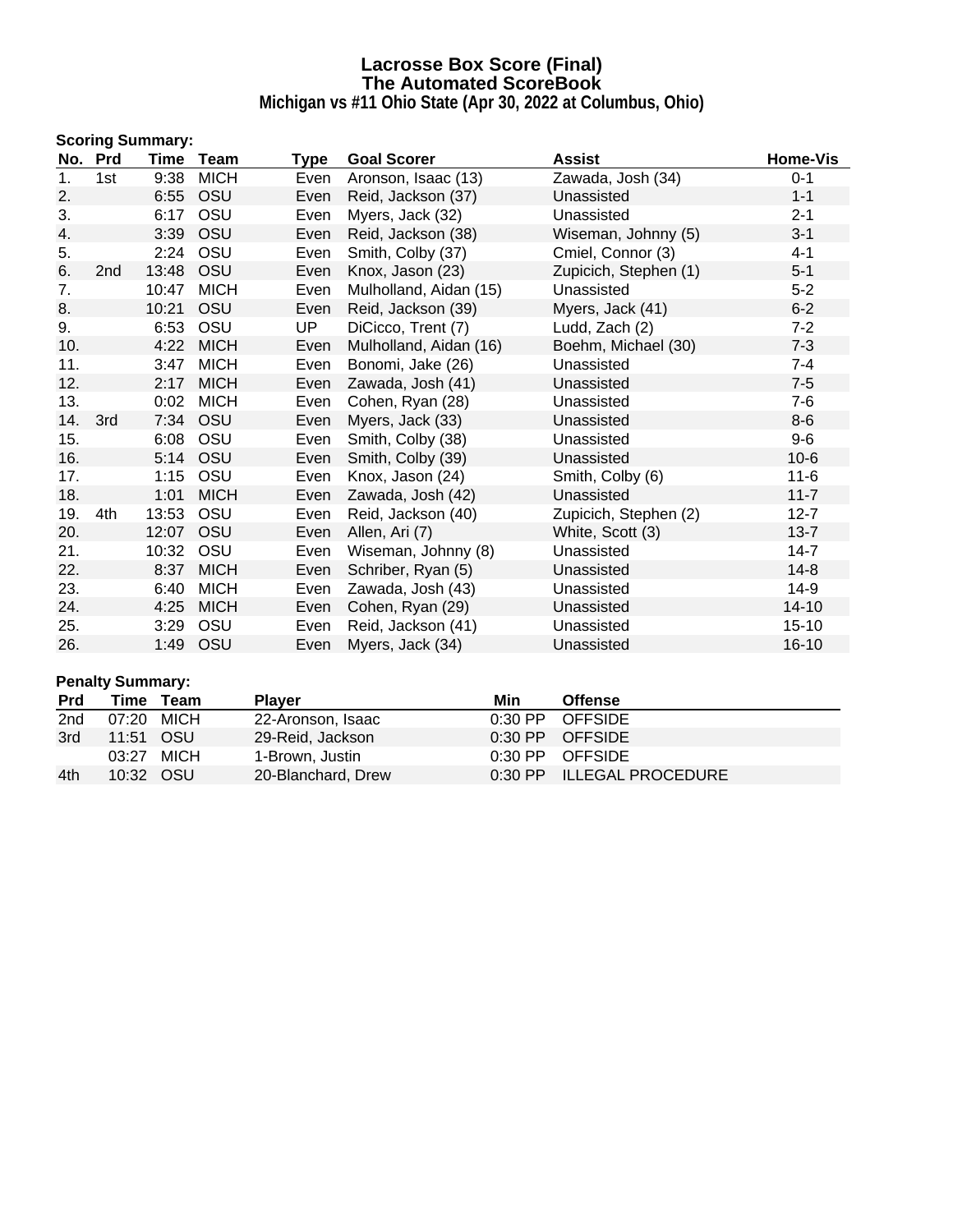# Lacrosse Box Score (Final)
## The Automated ScoreBook
### Michigan vs #11 Ohio State (Apr 30, 2022 at Columbus, Ohio)

**Scoring Summary:**

| No. | Prd | Time | Team | Type | Goal Scorer | Assist | Home-Vis |
|---|---|---|---|---|---|---|---|
| 1. | 1st | 9:38 | MICH | Even | Aronson, Isaac (13) | Zawada, Josh (34) | 0-1 |
| 2. | | 6:55 | OSU | Even | Reid, Jackson (37) | Unassisted | 1-1 |
| 3. | | 6:17 | OSU | Even | Myers, Jack (32) | Unassisted | 2-1 |
| 4. | | 3:39 | OSU | Even | Reid, Jackson (38) | Wiseman, Johnny (5) | 3-1 |
| 5. | | 2:24 | OSU | Even | Smith, Colby (37) | Cmiel, Connor (3) | 4-1 |
| 6. | 2nd | 13:48 | OSU | Even | Knox, Jason (23) | Zupicich, Stephen (1) | 5-1 |
| 7. | | 10:47 | MICH | Even | Mulholland, Aidan (15) | Unassisted | 5-2 |
| 8. | | 10:21 | OSU | Even | Reid, Jackson (39) | Myers, Jack (41) | 6-2 |
| 9. | | 6:53 | OSU | UP | DiCicco, Trent (7) | Ludd, Zach (2) | 7-2 |
| 10. | | 4:22 | MICH | Even | Mulholland, Aidan (16) | Boehm, Michael (30) | 7-3 |
| 11. | | 3:47 | MICH | Even | Bonomi, Jake (26) | Unassisted | 7-4 |
| 12. | | 2:17 | MICH | Even | Zawada, Josh (41) | Unassisted | 7-5 |
| 13. | | 0:02 | MICH | Even | Cohen, Ryan (28) | Unassisted | 7-6 |
| 14. | 3rd | 7:34 | OSU | Even | Myers, Jack (33) | Unassisted | 8-6 |
| 15. | | 6:08 | OSU | Even | Smith, Colby (38) | Unassisted | 9-6 |
| 16. | | 5:14 | OSU | Even | Smith, Colby (39) | Unassisted | 10-6 |
| 17. | | 1:15 | OSU | Even | Knox, Jason (24) | Smith, Colby (6) | 11-6 |
| 18. | | 1:01 | MICH | Even | Zawada, Josh (42) | Unassisted | 11-7 |
| 19. | 4th | 13:53 | OSU | Even | Reid, Jackson (40) | Zupicich, Stephen (2) | 12-7 |
| 20. | | 12:07 | OSU | Even | Allen, Ari (7) | White, Scott (3) | 13-7 |
| 21. | | 10:32 | OSU | Even | Wiseman, Johnny (8) | Unassisted | 14-7 |
| 22. | | 8:37 | MICH | Even | Schriber, Ryan (5) | Unassisted | 14-8 |
| 23. | | 6:40 | MICH | Even | Zawada, Josh (43) | Unassisted | 14-9 |
| 24. | | 4:25 | MICH | Even | Cohen, Ryan (29) | Unassisted | 14-10 |
| 25. | | 3:29 | OSU | Even | Reid, Jackson (41) | Unassisted | 15-10 |
| 26. | | 1:49 | OSU | Even | Myers, Jack (34) | Unassisted | 16-10 |

**Penalty Summary:**

| Prd | Time | Team | Player | Min | Offense |
|---|---|---|---|---|---|
| 2nd | 07:20 | MICH | 22-Aronson, Isaac | 0:30 PP | OFFSIDE |
| 3rd | 11:51 | OSU | 29-Reid, Jackson | 0:30 PP | OFFSIDE |
| | 03:27 | MICH | 1-Brown, Justin | 0:30 PP | OFFSIDE |
| 4th | 10:32 | OSU | 20-Blanchard, Drew | 0:30 PP | ILLEGAL PROCEDURE |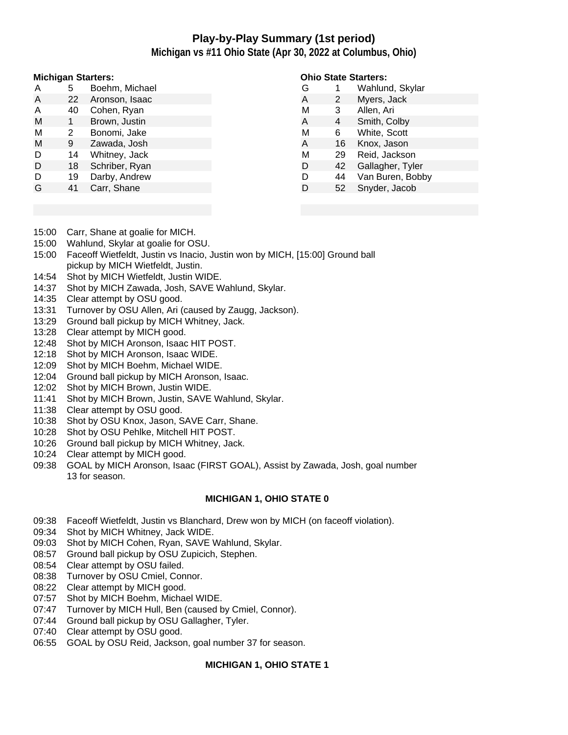# Play-by-Play Summary (1st period)

## Michigan vs #11 Ohio State (Apr 30, 2022 at Columbus, Ohio)

**Michigan Starters:**

| | | |
|---|---|---|
| A | 5 | Boehm, Michael |
| A | 22 | Aronson, Isaac |
| A | 40 | Cohen, Ryan |
| M | 1 | Brown, Justin |
| M | 2 | Bonomi, Jake |
| M | 9 | Zawada, Josh |
| D | 14 | Whitney, Jack |
| D | 18 | Schriber, Ryan |
| D | 19 | Darby, Andrew |
| G | 41 | Carr, Shane |

**Ohio State Starters:**

| | | |
|---|---|---|
| G | 1 | Wahlund, Skylar |
| A | 2 | Myers, Jack |
| M | 3 | Allen, Ari |
| A | 4 | Smith, Colby |
| M | 6 | White, Scott |
| A | 16 | Knox, Jason |
| M | 29 | Reid, Jackson |
| D | 42 | Gallagher, Tyler |
| D | 44 | Van Buren, Bobby |
| D | 52 | Snyder, Jacob |

15:00 Carr, Shane at goalie for MICH.
15:00 Wahlund, Skylar at goalie for OSU.
15:00 Faceoff Wietfeldt, Justin vs Inacio, Justin won by MICH, [15:00] Ground ball pickup by MICH Wietfeldt, Justin.
14:54 Shot by MICH Wietfeldt, Justin WIDE.
14:37 Shot by MICH Zawada, Josh, SAVE Wahlund, Skylar.
14:35 Clear attempt by OSU good.
13:31 Turnover by OSU Allen, Ari (caused by Zaugg, Jackson).
13:29 Ground ball pickup by MICH Whitney, Jack.
13:28 Clear attempt by MICH good.
12:48 Shot by MICH Aronson, Isaac HIT POST.
12:18 Shot by MICH Aronson, Isaac WIDE.
12:09 Shot by MICH Boehm, Michael WIDE.
12:04 Ground ball pickup by MICH Aronson, Isaac.
12:02 Shot by MICH Brown, Justin WIDE.
11:41 Shot by MICH Brown, Justin, SAVE Wahlund, Skylar.
11:38 Clear attempt by OSU good.
10:38 Shot by OSU Knox, Jason, SAVE Carr, Shane.
10:28 Shot by OSU Pehlke, Mitchell HIT POST.
10:26 Ground ball pickup by MICH Whitney, Jack.
10:24 Clear attempt by MICH good.
09:38 GOAL by MICH Aronson, Isaac (FIRST GOAL), Assist by Zawada, Josh, goal number 13 for season.

**MICHIGAN 1, OHIO STATE 0**

09:38 Faceoff Wietfeldt, Justin vs Blanchard, Drew won by MICH (on faceoff violation).
09:34 Shot by MICH Whitney, Jack WIDE.
09:03 Shot by MICH Cohen, Ryan, SAVE Wahlund, Skylar.
08:57 Ground ball pickup by OSU Zupicich, Stephen.
08:54 Clear attempt by OSU failed.
08:38 Turnover by OSU Cmiel, Connor.
08:22 Clear attempt by MICH good.
07:57 Shot by MICH Boehm, Michael WIDE.
07:47 Turnover by MICH Hull, Ben (caused by Cmiel, Connor).
07:44 Ground ball pickup by OSU Gallagher, Tyler.
07:40 Clear attempt by OSU good.
06:55 GOAL by OSU Reid, Jackson, goal number 37 for season.

**MICHIGAN 1, OHIO STATE 1**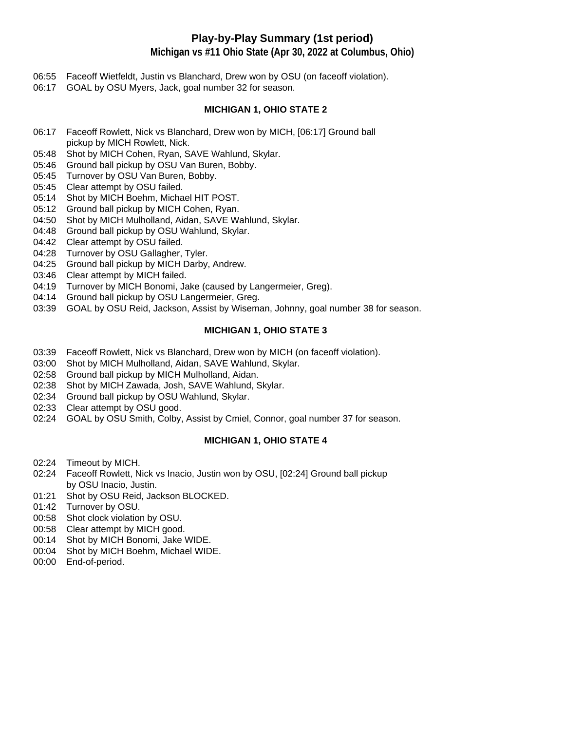## Play-by-Play Summary (1st period)

### Michigan vs #11 Ohio State (Apr 30, 2022 at Columbus, Ohio)

06:55 Faceoff Wietfeldt, Justin vs Blanchard, Drew won by OSU (on faceoff violation).
06:17 GOAL by OSU Myers, Jack, goal number 32 for season.

**MICHIGAN 1, OHIO STATE 2**

06:17 Faceoff Rowlett, Nick vs Blanchard, Drew won by MICH, [06:17] Ground ball pickup by MICH Rowlett, Nick.
05:48 Shot by MICH Cohen, Ryan, SAVE Wahlund, Skylar.
05:46 Ground ball pickup by OSU Van Buren, Bobby.
05:45 Turnover by OSU Van Buren, Bobby.
05:45 Clear attempt by OSU failed.
05:14 Shot by MICH Boehm, Michael HIT POST.
05:12 Ground ball pickup by MICH Cohen, Ryan.
04:50 Shot by MICH Mulholland, Aidan, SAVE Wahlund, Skylar.
04:48 Ground ball pickup by OSU Wahlund, Skylar.
04:42 Clear attempt by OSU failed.
04:28 Turnover by OSU Gallagher, Tyler.
04:25 Ground ball pickup by MICH Darby, Andrew.
03:46 Clear attempt by MICH failed.
04:19 Turnover by MICH Bonomi, Jake (caused by Langermeier, Greg).
04:14 Ground ball pickup by OSU Langermeier, Greg.
03:39 GOAL by OSU Reid, Jackson, Assist by Wiseman, Johnny, goal number 38 for season.

**MICHIGAN 1, OHIO STATE 3**

03:39 Faceoff Rowlett, Nick vs Blanchard, Drew won by MICH (on faceoff violation).
03:00 Shot by MICH Mulholland, Aidan, SAVE Wahlund, Skylar.
02:58 Ground ball pickup by MICH Mulholland, Aidan.
02:38 Shot by MICH Zawada, Josh, SAVE Wahlund, Skylar.
02:34 Ground ball pickup by OSU Wahlund, Skylar.
02:33 Clear attempt by OSU good.
02:24 GOAL by OSU Smith, Colby, Assist by Cmiel, Connor, goal number 37 for season.

**MICHIGAN 1, OHIO STATE 4**

02:24 Timeout by MICH.
02:24 Faceoff Rowlett, Nick vs Inacio, Justin won by OSU, [02:24] Ground ball pickup by OSU Inacio, Justin.
01:21 Shot by OSU Reid, Jackson BLOCKED.
01:42 Turnover by OSU.
00:58 Shot clock violation by OSU.
00:58 Clear attempt by MICH good.
00:14 Shot by MICH Bonomi, Jake WIDE.
00:04 Shot by MICH Boehm, Michael WIDE.
00:00 End-of-period.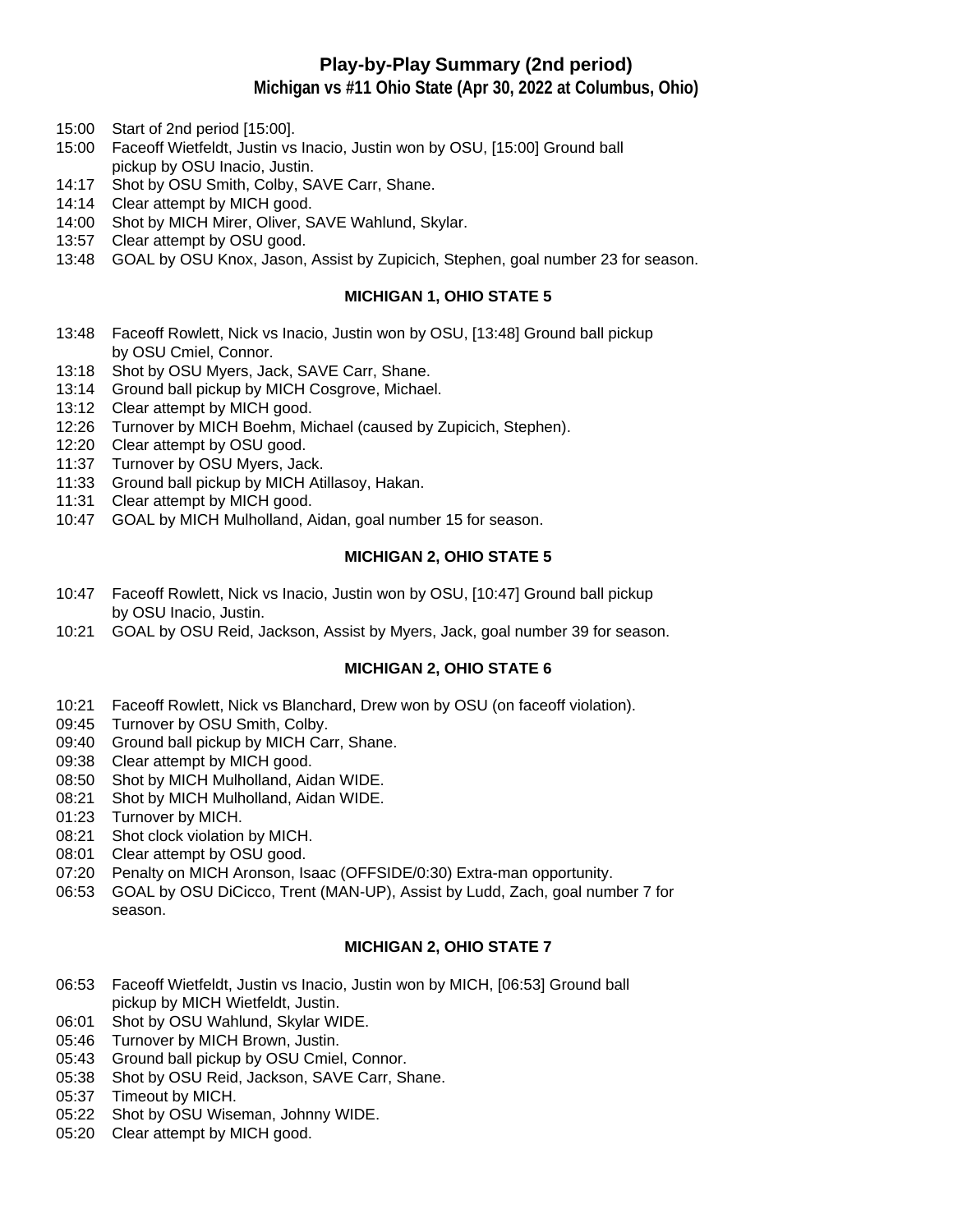# Play-by-Play Summary (2nd period)

## Michigan vs #11 Ohio State (Apr 30, 2022 at Columbus, Ohio)

- 15:00 Start of 2nd period [15:00].
- 15:00 Faceoff Wietfeldt, Justin vs Inacio, Justin won by OSU, [15:00] Ground ball pickup by OSU Inacio, Justin.
- 14:17 Shot by OSU Smith, Colby, SAVE Carr, Shane.
- 14:14 Clear attempt by MICH good.
- 14:00 Shot by MICH Mirer, Oliver, SAVE Wahlund, Skylar.
- 13:57 Clear attempt by OSU good.
- 13:48 GOAL by OSU Knox, Jason, Assist by Zupicich, Stephen, goal number 23 for season.

**MICHIGAN 1, OHIO STATE 5**

- 13:48 Faceoff Rowlett, Nick vs Inacio, Justin won by OSU, [13:48] Ground ball pickup by OSU Cmiel, Connor.
- 13:18 Shot by OSU Myers, Jack, SAVE Carr, Shane.
- 13:14 Ground ball pickup by MICH Cosgrove, Michael.
- 13:12 Clear attempt by MICH good.
- 12:26 Turnover by MICH Boehm, Michael (caused by Zupicich, Stephen).
- 12:20 Clear attempt by OSU good.
- 11:37 Turnover by OSU Myers, Jack.
- 11:33 Ground ball pickup by MICH Atillasoy, Hakan.
- 11:31 Clear attempt by MICH good.
- 10:47 GOAL by MICH Mulholland, Aidan, goal number 15 for season.

**MICHIGAN 2, OHIO STATE 5**

- 10:47 Faceoff Rowlett, Nick vs Inacio, Justin won by OSU, [10:47] Ground ball pickup by OSU Inacio, Justin.
- 10:21 GOAL by OSU Reid, Jackson, Assist by Myers, Jack, goal number 39 for season.

**MICHIGAN 2, OHIO STATE 6**

- 10:21 Faceoff Rowlett, Nick vs Blanchard, Drew won by OSU (on faceoff violation).
- 09:45 Turnover by OSU Smith, Colby.
- 09:40 Ground ball pickup by MICH Carr, Shane.
- 09:38 Clear attempt by MICH good.
- 08:50 Shot by MICH Mulholland, Aidan WIDE.
- 08:21 Shot by MICH Mulholland, Aidan WIDE.
- 01:23 Turnover by MICH.
- 08:21 Shot clock violation by MICH.
- 08:01 Clear attempt by OSU good.
- 07:20 Penalty on MICH Aronson, Isaac (OFFSIDE/0:30) Extra-man opportunity.
- 06:53 GOAL by OSU DiCicco, Trent (MAN-UP), Assist by Ludd, Zach, goal number 7 for season.

**MICHIGAN 2, OHIO STATE 7**

- 06:53 Faceoff Wietfeldt, Justin vs Inacio, Justin won by MICH, [06:53] Ground ball pickup by MICH Wietfeldt, Justin.
- 06:01 Shot by OSU Wahlund, Skylar WIDE.
- 05:46 Turnover by MICH Brown, Justin.
- 05:43 Ground ball pickup by OSU Cmiel, Connor.
- 05:38 Shot by OSU Reid, Jackson, SAVE Carr, Shane.
- 05:37 Timeout by MICH.
- 05:22 Shot by OSU Wiseman, Johnny WIDE.
- 05:20 Clear attempt by MICH good.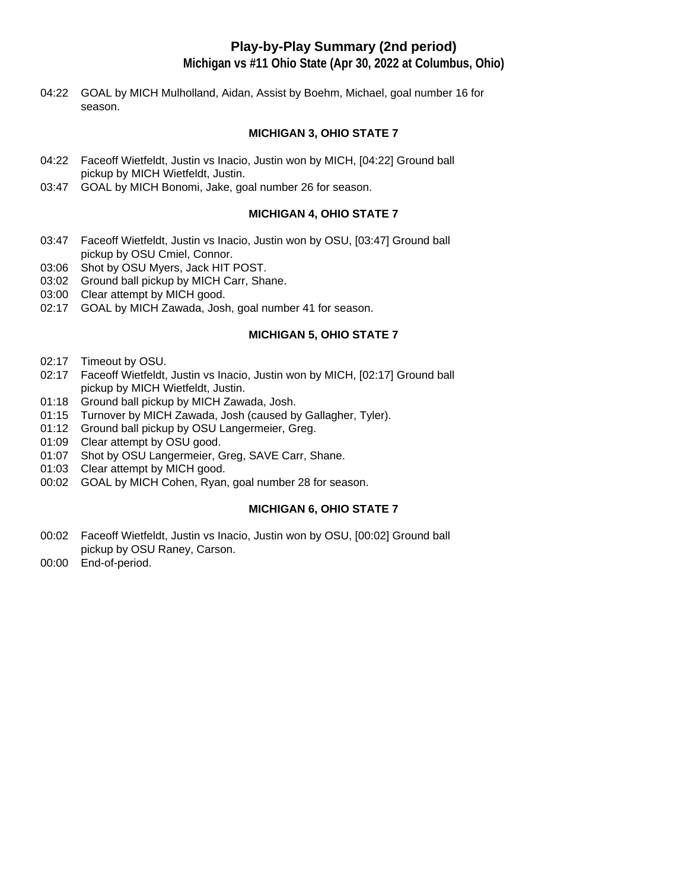# Play-by-Play Summary (2nd period)

## Michigan vs #11 Ohio State (Apr 30, 2022 at Columbus, Ohio)

04:22 GOAL by MICH Mulholland, Aidan, Assist by Boehm, Michael, goal number 16 for season.

**MICHIGAN 3, OHIO STATE 7**

04:22 Faceoff Wietfeldt, Justin vs Inacio, Justin won by MICH, [04:22] Ground ball pickup by MICH Wietfeldt, Justin.
03:47 GOAL by MICH Bonomi, Jake, goal number 26 for season.

**MICHIGAN 4, OHIO STATE 7**

03:47 Faceoff Wietfeldt, Justin vs Inacio, Justin won by OSU, [03:47] Ground ball pickup by OSU Cmiel, Connor.
03:06 Shot by OSU Myers, Jack HIT POST.
03:02 Ground ball pickup by MICH Carr, Shane.
03:00 Clear attempt by MICH good.
02:17 GOAL by MICH Zawada, Josh, goal number 41 for season.

**MICHIGAN 5, OHIO STATE 7**

02:17 Timeout by OSU.
02:17 Faceoff Wietfeldt, Justin vs Inacio, Justin won by MICH, [02:17] Ground ball pickup by MICH Wietfeldt, Justin.
01:18 Ground ball pickup by MICH Zawada, Josh.
01:15 Turnover by MICH Zawada, Josh (caused by Gallagher, Tyler).
01:12 Ground ball pickup by OSU Langermeier, Greg.
01:09 Clear attempt by OSU good.
01:07 Shot by OSU Langermeier, Greg, SAVE Carr, Shane.
01:03 Clear attempt by MICH good.
00:02 GOAL by MICH Cohen, Ryan, goal number 28 for season.

**MICHIGAN 6, OHIO STATE 7**

00:02 Faceoff Wietfeldt, Justin vs Inacio, Justin won by OSU, [00:02] Ground ball pickup by OSU Raney, Carson.
00:00 End-of-period.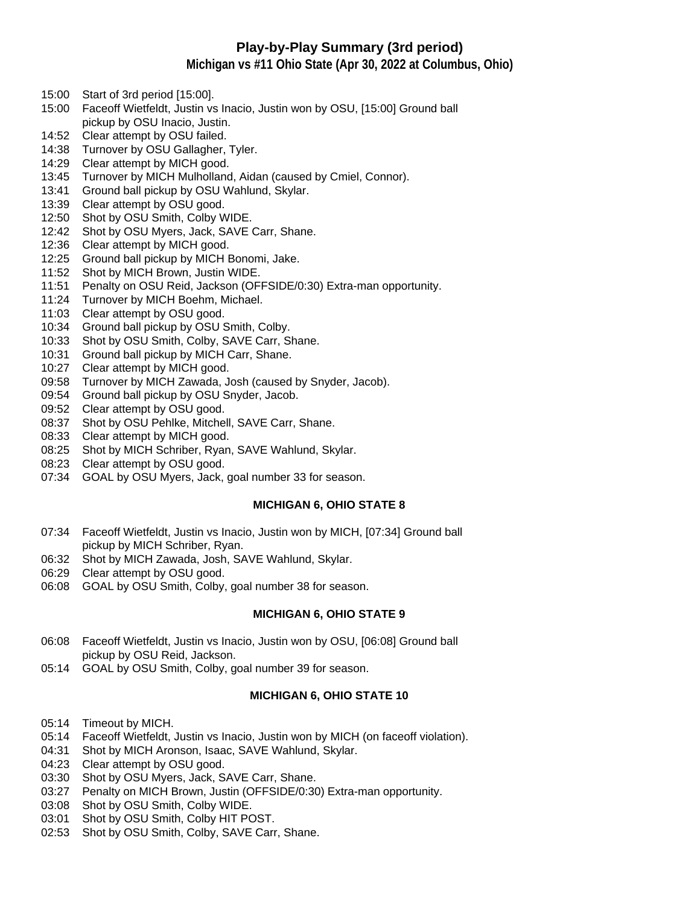# Play-by-Play Summary (3rd period)

## Michigan vs #11 Ohio State (Apr 30, 2022 at Columbus, Ohio)

15:00 Start of 3rd period [15:00].
15:00 Faceoff Wietfeldt, Justin vs Inacio, Justin won by OSU, [15:00] Ground ball pickup by OSU Inacio, Justin.
14:52 Clear attempt by OSU failed.
14:38 Turnover by OSU Gallagher, Tyler.
14:29 Clear attempt by MICH good.
13:45 Turnover by MICH Mulholland, Aidan (caused by Cmiel, Connor).
13:41 Ground ball pickup by OSU Wahlund, Skylar.
13:39 Clear attempt by OSU good.
12:50 Shot by OSU Smith, Colby WIDE.
12:42 Shot by OSU Myers, Jack, SAVE Carr, Shane.
12:36 Clear attempt by MICH good.
12:25 Ground ball pickup by MICH Bonomi, Jake.
11:52 Shot by MICH Brown, Justin WIDE.
11:51 Penalty on OSU Reid, Jackson (OFFSIDE/0:30) Extra-man opportunity.
11:24 Turnover by MICH Boehm, Michael.
11:03 Clear attempt by OSU good.
10:34 Ground ball pickup by OSU Smith, Colby.
10:33 Shot by OSU Smith, Colby, SAVE Carr, Shane.
10:31 Ground ball pickup by MICH Carr, Shane.
10:27 Clear attempt by MICH good.
09:58 Turnover by MICH Zawada, Josh (caused by Snyder, Jacob).
09:54 Ground ball pickup by OSU Snyder, Jacob.
09:52 Clear attempt by OSU good.
08:37 Shot by OSU Pehlke, Mitchell, SAVE Carr, Shane.
08:33 Clear attempt by MICH good.
08:25 Shot by MICH Schriber, Ryan, SAVE Wahlund, Skylar.
08:23 Clear attempt by OSU good.
07:34 GOAL by OSU Myers, Jack, goal number 33 for season.

**MICHIGAN 6, OHIO STATE 8**

07:34 Faceoff Wietfeldt, Justin vs Inacio, Justin won by MICH, [07:34] Ground ball pickup by MICH Schriber, Ryan.
06:32 Shot by MICH Zawada, Josh, SAVE Wahlund, Skylar.
06:29 Clear attempt by OSU good.
06:08 GOAL by OSU Smith, Colby, goal number 38 for season.

**MICHIGAN 6, OHIO STATE 9**

06:08 Faceoff Wietfeldt, Justin vs Inacio, Justin won by OSU, [06:08] Ground ball pickup by OSU Reid, Jackson.
05:14 GOAL by OSU Smith, Colby, goal number 39 for season.

**MICHIGAN 6, OHIO STATE 10**

05:14 Timeout by MICH.
05:14 Faceoff Wietfeldt, Justin vs Inacio, Justin won by MICH (on faceoff violation).
04:31 Shot by MICH Aronson, Isaac, SAVE Wahlund, Skylar.
04:23 Clear attempt by OSU good.
03:30 Shot by OSU Myers, Jack, SAVE Carr, Shane.
03:27 Penalty on MICH Brown, Justin (OFFSIDE/0:30) Extra-man opportunity.
03:08 Shot by OSU Smith, Colby WIDE.
03:01 Shot by OSU Smith, Colby HIT POST.
02:53 Shot by OSU Smith, Colby, SAVE Carr, Shane.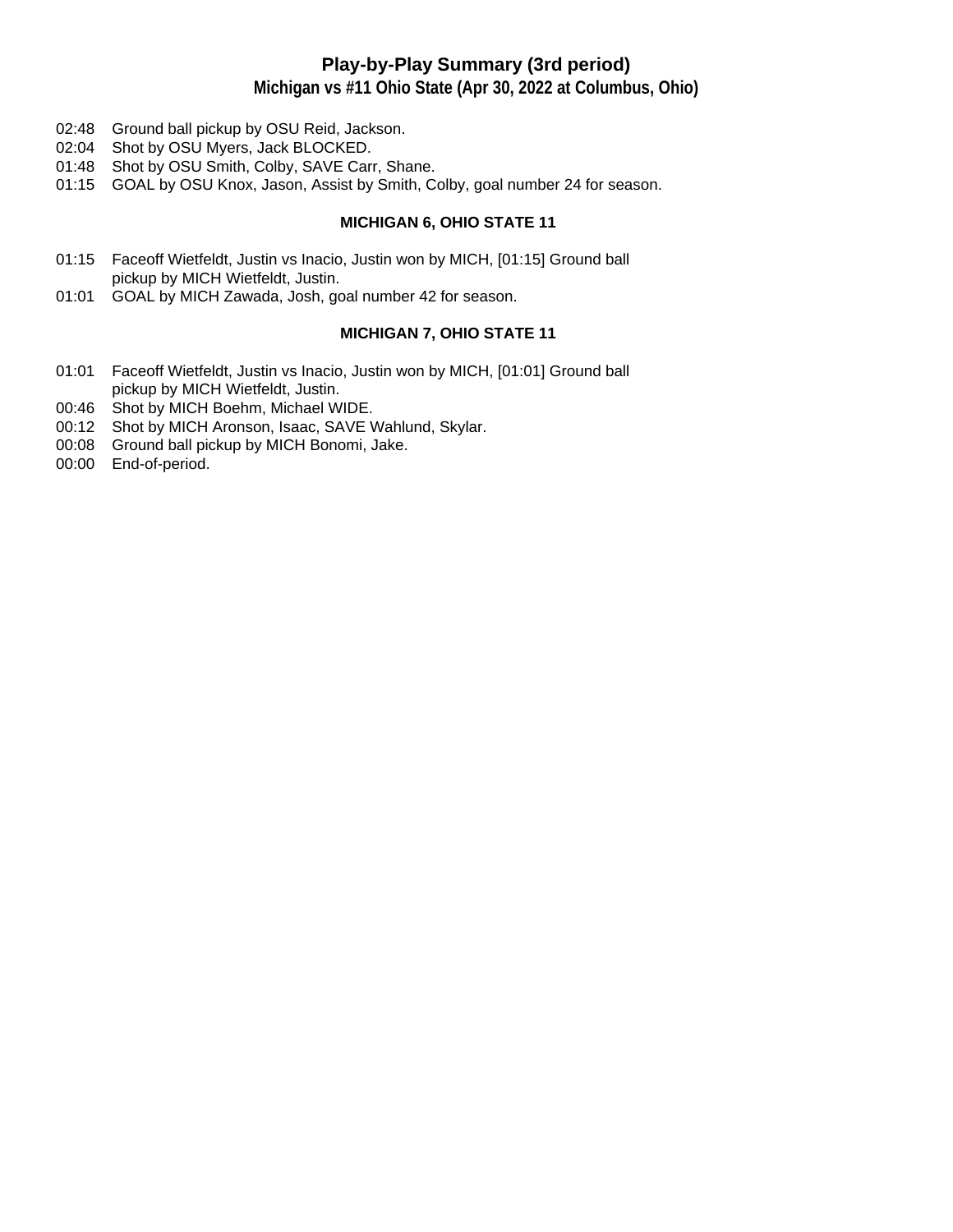# Play-by-Play Summary (3rd period)

## Michigan vs #11 Ohio State (Apr 30, 2022 at Columbus, Ohio)

02:48 Ground ball pickup by OSU Reid, Jackson.
02:04 Shot by OSU Myers, Jack BLOCKED.
01:48 Shot by OSU Smith, Colby, SAVE Carr, Shane.
01:15 GOAL by OSU Knox, Jason, Assist by Smith, Colby, goal number 24 for season.

**MICHIGAN 6, OHIO STATE 11**

01:15 Faceoff Wietfeldt, Justin vs Inacio, Justin won by MICH, [01:15] Ground ball pickup by MICH Wietfeldt, Justin.
01:01 GOAL by MICH Zawada, Josh, goal number 42 for season.

**MICHIGAN 7, OHIO STATE 11**

01:01 Faceoff Wietfeldt, Justin vs Inacio, Justin won by MICH, [01:01] Ground ball pickup by MICH Wietfeldt, Justin.
00:46 Shot by MICH Boehm, Michael WIDE.
00:12 Shot by MICH Aronson, Isaac, SAVE Wahlund, Skylar.
00:08 Ground ball pickup by MICH Bonomi, Jake.
00:00 End-of-period.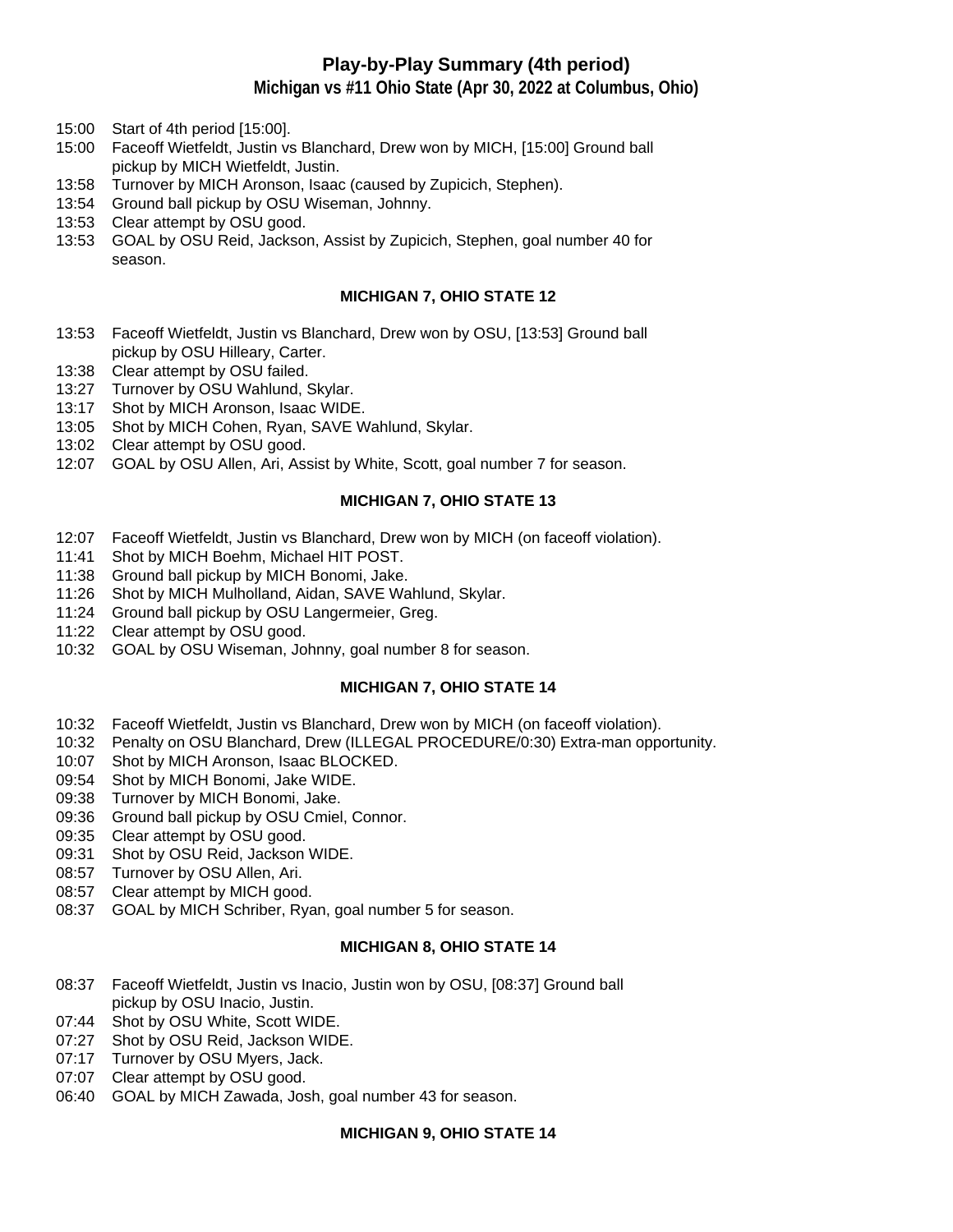## Play-by-Play Summary (4th period)

### Michigan vs #11 Ohio State (Apr 30, 2022 at Columbus, Ohio)

- 15:00 Start of 4th period [15:00].
- 15:00 Faceoff Wietfeldt, Justin vs Blanchard, Drew won by MICH, [15:00] Ground ball pickup by MICH Wietfeldt, Justin.
- 13:58 Turnover by MICH Aronson, Isaac (caused by Zupicich, Stephen).
- 13:54 Ground ball pickup by OSU Wiseman, Johnny.
- 13:53 Clear attempt by OSU good.
- 13:53 GOAL by OSU Reid, Jackson, Assist by Zupicich, Stephen, goal number 40 for season.

**MICHIGAN 7, OHIO STATE 12**

- 13:53 Faceoff Wietfeldt, Justin vs Blanchard, Drew won by OSU, [13:53] Ground ball pickup by OSU Hilleary, Carter.
- 13:38 Clear attempt by OSU failed.
- 13:27 Turnover by OSU Wahlund, Skylar.
- 13:17 Shot by MICH Aronson, Isaac WIDE.
- 13:05 Shot by MICH Cohen, Ryan, SAVE Wahlund, Skylar.
- 13:02 Clear attempt by OSU good.
- 12:07 GOAL by OSU Allen, Ari, Assist by White, Scott, goal number 7 for season.

**MICHIGAN 7, OHIO STATE 13**

- 12:07 Faceoff Wietfeldt, Justin vs Blanchard, Drew won by MICH (on faceoff violation).
- 11:41 Shot by MICH Boehm, Michael HIT POST.
- 11:38 Ground ball pickup by MICH Bonomi, Jake.
- 11:26 Shot by MICH Mulholland, Aidan, SAVE Wahlund, Skylar.
- 11:24 Ground ball pickup by OSU Langermeier, Greg.
- 11:22 Clear attempt by OSU good.
- 10:32 GOAL by OSU Wiseman, Johnny, goal number 8 for season.

**MICHIGAN 7, OHIO STATE 14**

- 10:32 Faceoff Wietfeldt, Justin vs Blanchard, Drew won by MICH (on faceoff violation).
- 10:32 Penalty on OSU Blanchard, Drew (ILLEGAL PROCEDURE/0:30) Extra-man opportunity.
- 10:07 Shot by MICH Aronson, Isaac BLOCKED.
- 09:54 Shot by MICH Bonomi, Jake WIDE.
- 09:38 Turnover by MICH Bonomi, Jake.
- 09:36 Ground ball pickup by OSU Cmiel, Connor.
- 09:35 Clear attempt by OSU good.
- 09:31 Shot by OSU Reid, Jackson WIDE.
- 08:57 Turnover by OSU Allen, Ari.
- 08:57 Clear attempt by MICH good.
- 08:37 GOAL by MICH Schriber, Ryan, goal number 5 for season.

**MICHIGAN 8, OHIO STATE 14**

- 08:37 Faceoff Wietfeldt, Justin vs Inacio, Justin won by OSU, [08:37] Ground ball pickup by OSU Inacio, Justin.
- 07:44 Shot by OSU White, Scott WIDE.
- 07:27 Shot by OSU Reid, Jackson WIDE.
- 07:17 Turnover by OSU Myers, Jack.
- 07:07 Clear attempt by OSU good.
- 06:40 GOAL by MICH Zawada, Josh, goal number 43 for season.

**MICHIGAN 9, OHIO STATE 14**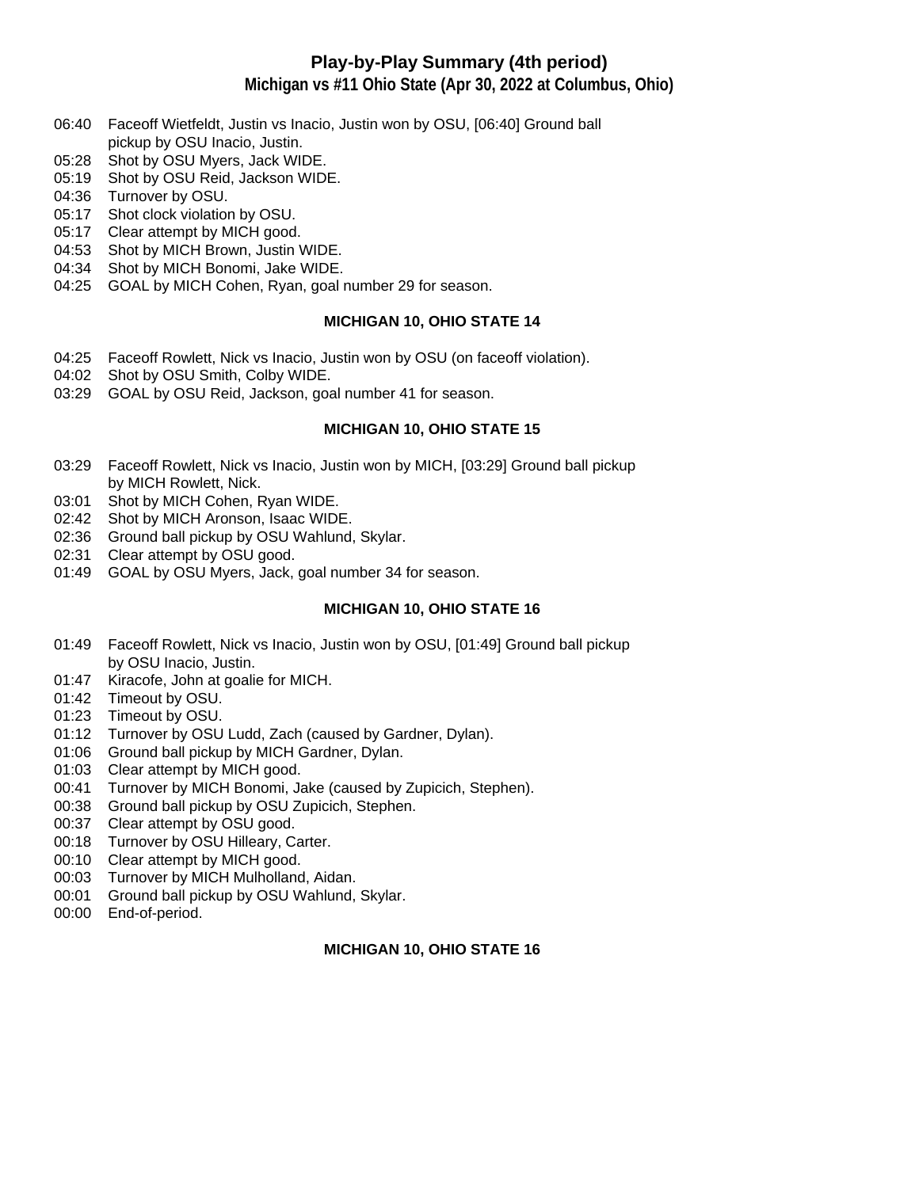## Play-by-Play Summary (4th period)

### Michigan vs #11 Ohio State (Apr 30, 2022 at Columbus, Ohio)

06:40 Faceoff Wietfeldt, Justin vs Inacio, Justin won by OSU, [06:40] Ground ball pickup by OSU Inacio, Justin.
05:28 Shot by OSU Myers, Jack WIDE.
05:19 Shot by OSU Reid, Jackson WIDE.
04:36 Turnover by OSU.
05:17 Shot clock violation by OSU.
05:17 Clear attempt by MICH good.
04:53 Shot by MICH Brown, Justin WIDE.
04:34 Shot by MICH Bonomi, Jake WIDE.
04:25 GOAL by MICH Cohen, Ryan, goal number 29 for season.

**MICHIGAN 10, OHIO STATE 14**

04:25 Faceoff Rowlett, Nick vs Inacio, Justin won by OSU (on faceoff violation).
04:02 Shot by OSU Smith, Colby WIDE.
03:29 GOAL by OSU Reid, Jackson, goal number 41 for season.

**MICHIGAN 10, OHIO STATE 15**

03:29 Faceoff Rowlett, Nick vs Inacio, Justin won by MICH, [03:29] Ground ball pickup by MICH Rowlett, Nick.
03:01 Shot by MICH Cohen, Ryan WIDE.
02:42 Shot by MICH Aronson, Isaac WIDE.
02:36 Ground ball pickup by OSU Wahlund, Skylar.
02:31 Clear attempt by OSU good.
01:49 GOAL by OSU Myers, Jack, goal number 34 for season.

**MICHIGAN 10, OHIO STATE 16**

01:49 Faceoff Rowlett, Nick vs Inacio, Justin won by OSU, [01:49] Ground ball pickup by OSU Inacio, Justin.
01:47 Kiracofe, John at goalie for MICH.
01:42 Timeout by OSU.
01:23 Timeout by OSU.
01:12 Turnover by OSU Ludd, Zach (caused by Gardner, Dylan).
01:06 Ground ball pickup by MICH Gardner, Dylan.
01:03 Clear attempt by MICH good.
00:41 Turnover by MICH Bonomi, Jake (caused by Zupicich, Stephen).
00:38 Ground ball pickup by OSU Zupicich, Stephen.
00:37 Clear attempt by OSU good.
00:18 Turnover by OSU Hilleary, Carter.
00:10 Clear attempt by MICH good.
00:03 Turnover by MICH Mulholland, Aidan.
00:01 Ground ball pickup by OSU Wahlund, Skylar.
00:00 End-of-period.

**MICHIGAN 10, OHIO STATE 16**